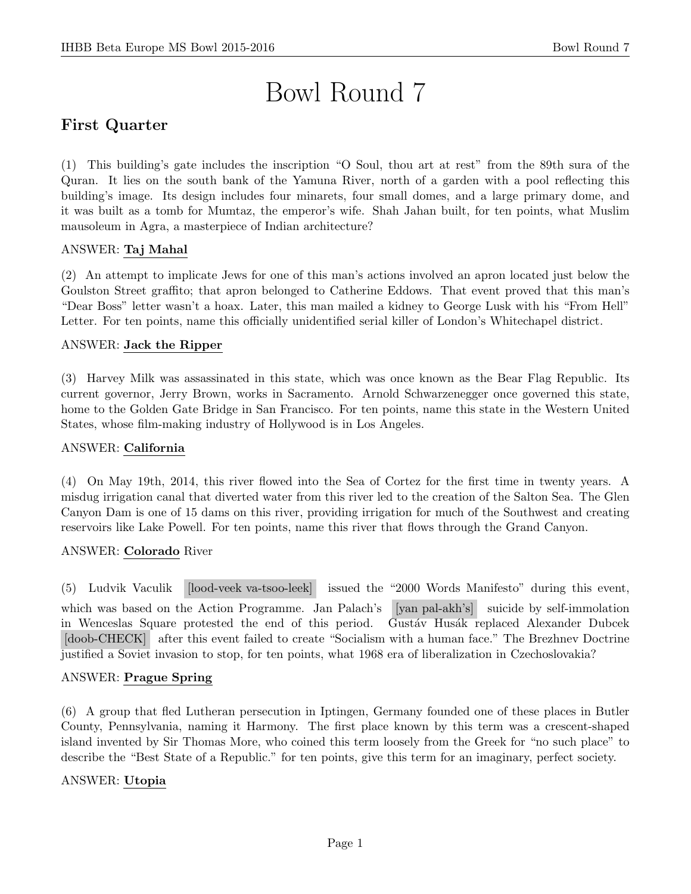# Bowl Round 7

## First Quarter

(1) This building's gate includes the inscription "O Soul, thou art at rest" from the 89th sura of the Quran. It lies on the south bank of the Yamuna River, north of a garden with a pool reflecting this building's image. Its design includes four minarets, four small domes, and a large primary dome, and it was built as a tomb for Mumtaz, the emperor's wife. Shah Jahan built, for ten points, what Muslim mausoleum in Agra, a masterpiece of Indian architecture?

ANSWER: **Taj Mahal**

(2) An attempt to implicate Jews for one of this man's actions involved an apron located just below the Goulston Street graffito; that apron belonged to Catherine Eddows. That event proved that this man's "Dear Boss" letter wasn't a hoax. Later, this man mailed a kidney to George Lusk with his "From Hell" Letter. For ten points, name this officially unidentified serial killer of London's Whitechapel district.

ANSWER: **Jack the Ripper**

(3) Harvey Milk was assassinated in this state, which was once known as the Bear Flag Republic. Its current governor, Jerry Brown, works in Sacramento. Arnold Schwarzenegger once governed this state, home to the Golden Gate Bridge in San Francisco. For ten points, name this state in the Western United States, whose film-making industry of Hollywood is in Los Angeles.

ANSWER: **California**

(4) On May 19th, 2014, this river flowed into the Sea of Cortez for the first time in twenty years. A misdug irrigation canal that diverted water from this river led to the creation of the Salton Sea. The Glen Canyon Dam is one of 15 dams on this river, providing irrigation for much of the Southwest and creating reservoirs like Lake Powell. For ten points, name this river that flows through the Grand Canyon.

ANSWER: **Colorado** River

(5) Ludvik Vaculik [lood-veek va-tsoo-leek] issued the "2000 Words Manifesto" during this event, which was based on the Action Programme. Jan Palach's [yan pal-akh's] suicide by self-immolation in Wenceslas Square protested the end of this period. Gustáv Husák replaced Alexander Dubcek [doob-CHECK] after this event failed to create "Socialism with a human face." The Brezhnev Doctrine justified a Soviet invasion to stop, for ten points, what 1968 era of liberalization in Czechoslovakia?

ANSWER: **Prague Spring**

(6) A group that fled Lutheran persecution in Iptingen, Germany founded one of these places in Butler County, Pennsylvania, naming it Harmony. The first place known by this term was a crescent-shaped island invented by Sir Thomas More, who coined this term loosely from the Greek for "no such place" to describe the "Best State of a Republic." for ten points, give this term for an imaginary, perfect society.

ANSWER: **Utopia**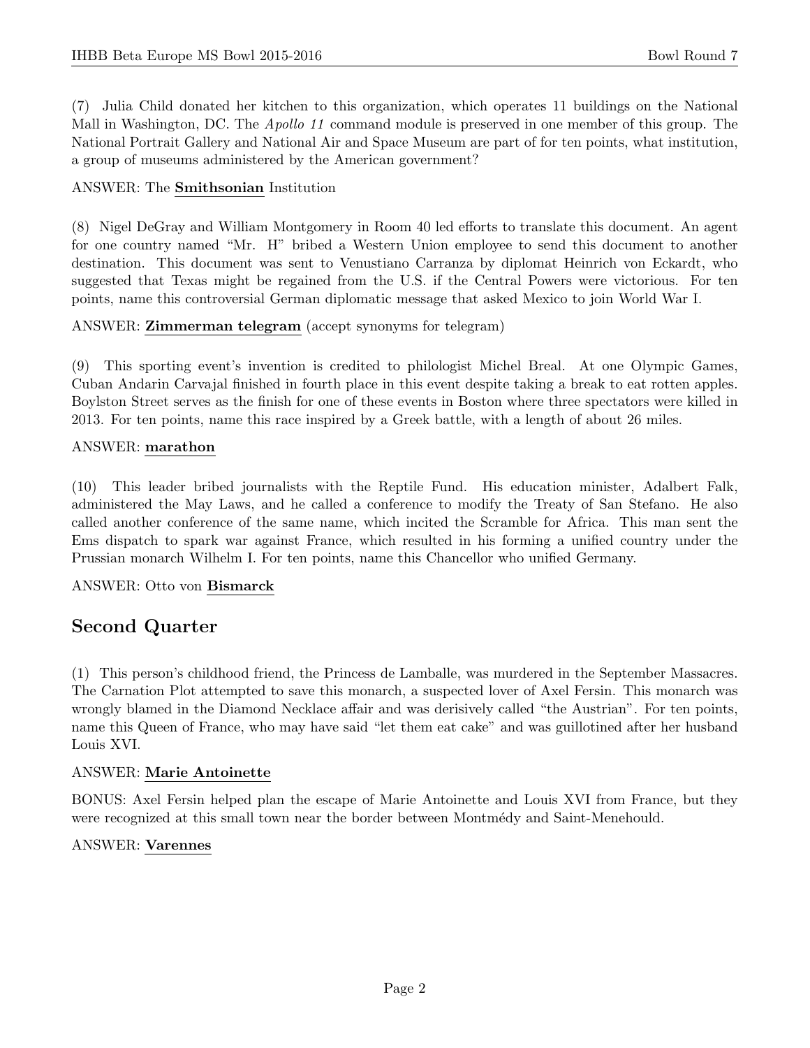(7) Julia Child donated her kitchen to this organization, which operates 11 buildings on the National Mall in Washington, DC. The *Apollo 11* command module is preserved in one member of this group. The National Portrait Gallery and National Air and Space Museum are part of for ten points, what institution, a group of museums administered by the American government?

ANSWER: The **Smithsonian** Institution

(8) Nigel DeGray and William Montgomery in Room 40 led efforts to translate this document. An agent for one country named "Mr. H" bribed a Western Union employee to send this document to another destination. This document was sent to Venustiano Carranza by diplomat Heinrich von Eckardt, who suggested that Texas might be regained from the U.S. if the Central Powers were victorious. For ten points, name this controversial German diplomatic message that asked Mexico to join World War I.

ANSWER: **Zimmerman telegram** (accept synonyms for telegram)

(9) This sporting event's invention is credited to philologist Michel Breal. At one Olympic Games, Cuban Andarin Carvajal finished in fourth place in this event despite taking a break to eat rotten apples. Boylston Street serves as the finish for one of these events in Boston where three spectators were killed in 2013. For ten points, name this race inspired by a Greek battle, with a length of about 26 miles.

ANSWER: **marathon**

(10) This leader bribed journalists with the Reptile Fund. His education minister, Adalbert Falk, administered the May Laws, and he called a conference to modify the Treaty of San Stefano. He also called another conference of the same name, which incited the Scramble for Africa. This man sent the Ems dispatch to spark war against France, which resulted in his forming a unified country under the Prussian monarch Wilhelm I. For ten points, name this Chancellor who unified Germany.

ANSWER: Otto von **Bismarck**

## Second Quarter

(1) This person's childhood friend, the Princess de Lamballe, was murdered in the September Massacres. The Carnation Plot attempted to save this monarch, a suspected lover of Axel Fersin. This monarch was wrongly blamed in the Diamond Necklace affair and was derisively called "the Austrian". For ten points, name this Queen of France, who may have said "let them eat cake" and was guillotined after her husband Louis XVI.

ANSWER: **Marie Antoinette**

BONUS: Axel Fersin helped plan the escape of Marie Antoinette and Louis XVI from France, but they were recognized at this small town near the border between Montmédy and Saint-Menehould.

ANSWER: **Varennes**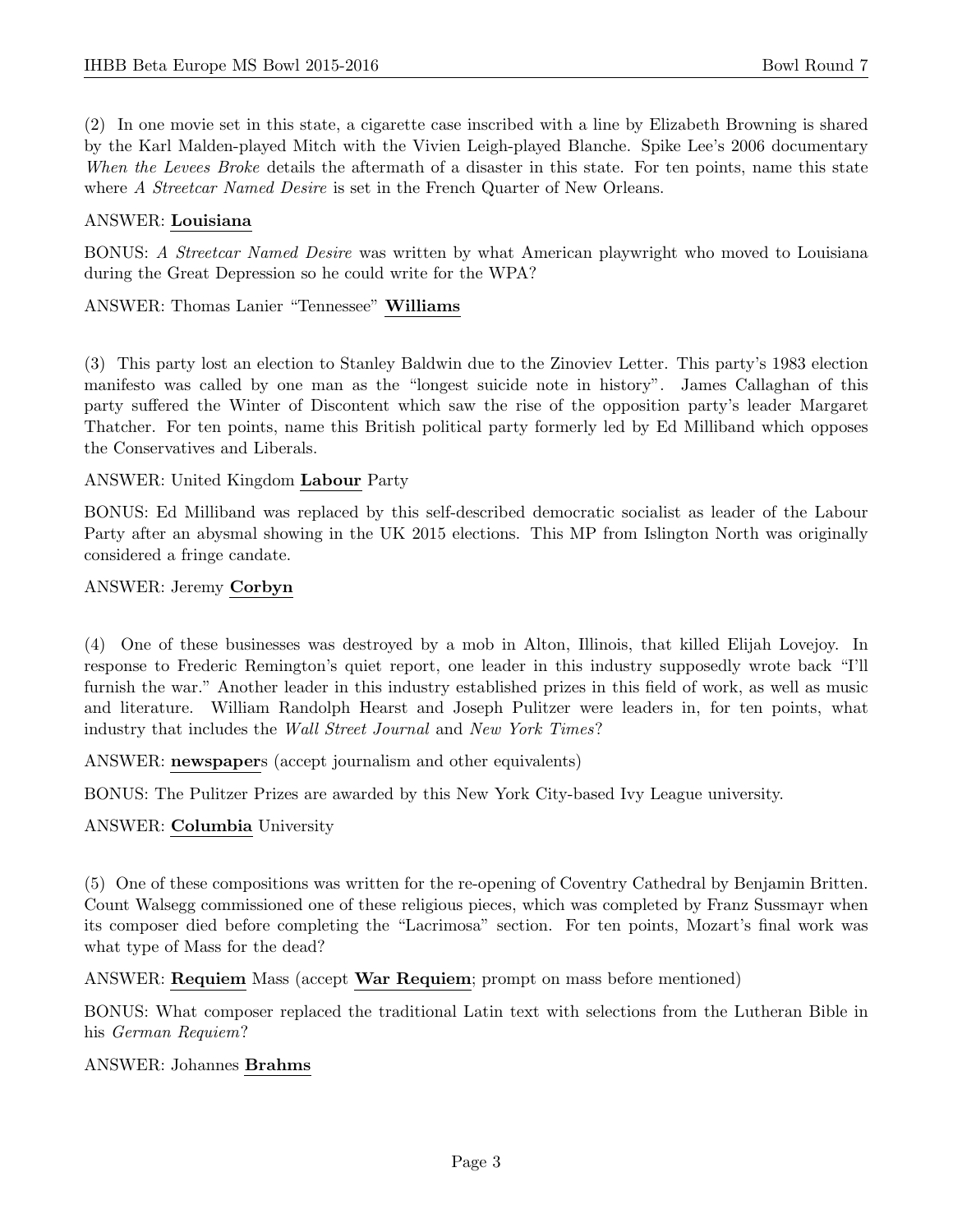(2) In one movie set in this state, a cigarette case inscribed with a line by Elizabeth Browning is shared by the Karl Malden-played Mitch with the Vivien Leigh-played Blanche. Spike Lee's 2006 documentary *When the Levees Broke* details the aftermath of a disaster in this state. For ten points, name this state where *A Streetcar Named Desire* is set in the French Quarter of New Orleans.

ANSWER: **Louisiana**

BONUS: *A Streetcar Named Desire* was written by what American playwright who moved to Louisiana during the Great Depression so he could write for the WPA?

ANSWER: Thomas Lanier "Tennessee" **Williams**

(3) This party lost an election to Stanley Baldwin due to the Zinoviev Letter. This party's 1983 election manifesto was called by one man as the "longest suicide note in history". James Callaghan of this party suffered the Winter of Discontent which saw the rise of the opposition party's leader Margaret Thatcher. For ten points, name this British political party formerly led by Ed Milliband which opposes the Conservatives and Liberals.

ANSWER: United Kingdom **Labour** Party

BONUS: Ed Milliband was replaced by this self-described democratic socialist as leader of the Labour Party after an abysmal showing in the UK 2015 elections. This MP from Islington North was originally considered a fringe candate.

ANSWER: Jeremy **Corbyn**

(4) One of these businesses was destroyed by a mob in Alton, Illinois, that killed Elijah Lovejoy. In response to Frederic Remington's quiet report, one leader in this industry supposedly wrote back "I'll furnish the war." Another leader in this industry established prizes in this field of work, as well as music and literature. William Randolph Hearst and Joseph Pulitzer were leaders in, for ten points, what industry that includes the *Wall Street Journal* and *New York Times*?

ANSWER: **newspaper**s (accept journalism and other equivalents)

BONUS: The Pulitzer Prizes are awarded by this New York City-based Ivy League university.

ANSWER: **Columbia** University

(5) One of these compositions was written for the re-opening of Coventry Cathedral by Benjamin Britten. Count Walsegg commissioned one of these religious pieces, which was completed by Franz Sussmayr when its composer died before completing the "Lacrimosa" section. For ten points, Mozart's final work was what type of Mass for the dead?

ANSWER: **Requiem** Mass (accept **War Requiem**; prompt on mass before mentioned)

BONUS: What composer replaced the traditional Latin text with selections from the Lutheran Bible in his *German Requiem*?

ANSWER: Johannes **Brahms**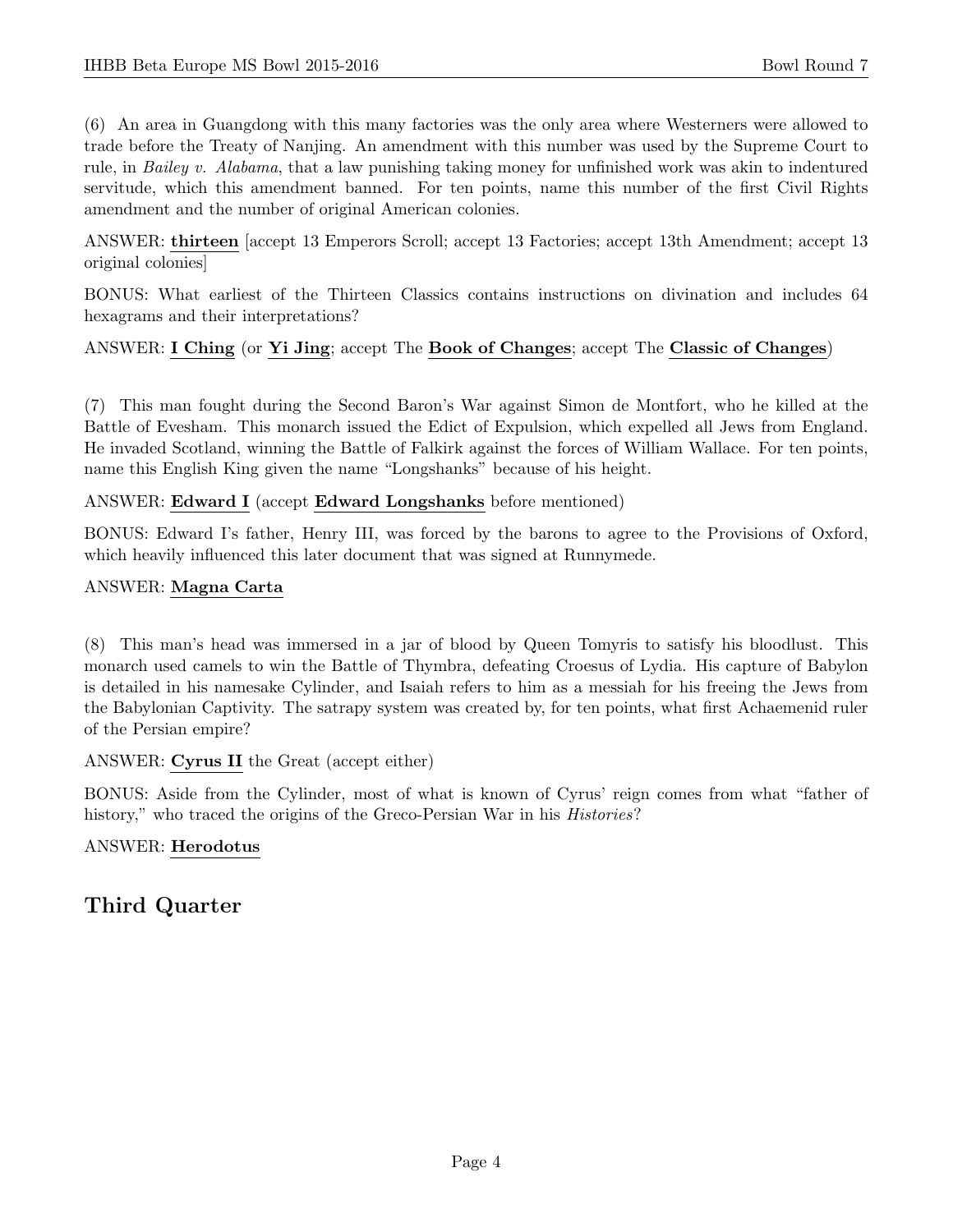(6) An area in Guangdong with this many factories was the only area where Westerners were allowed to trade before the Treaty of Nanjing. An amendment with this number was used by the Supreme Court to rule, in *Bailey v. Alabama*, that a law punishing taking money for unfinished work was akin to indentured servitude, which this amendment banned. For ten points, name this number of the first Civil Rights amendment and the number of original American colonies.

ANSWER: **thirteen** [accept 13 Emperors Scroll; accept 13 Factories; accept 13th Amendment; accept 13 original colonies]

BONUS: What earliest of the Thirteen Classics contains instructions on divination and includes 64 hexagrams and their interpretations?

ANSWER: **I Ching** (or **Yi Jing**; accept The **Book of Changes**; accept The **Classic of Changes**)

(7) This man fought during the Second Baron's War against Simon de Montfort, who he killed at the Battle of Evesham. This monarch issued the Edict of Expulsion, which expelled all Jews from England. He invaded Scotland, winning the Battle of Falkirk against the forces of William Wallace. For ten points, name this English King given the name "Longshanks" because of his height.

ANSWER: **Edward I** (accept **Edward Longshanks** before mentioned)

BONUS: Edward I's father, Henry III, was forced by the barons to agree to the Provisions of Oxford, which heavily influenced this later document that was signed at Runnymede.

ANSWER: **Magna Carta**

(8) This man's head was immersed in a jar of blood by Queen Tomyris to satisfy his bloodlust. This monarch used camels to win the Battle of Thymbra, defeating Croesus of Lydia. His capture of Babylon is detailed in his namesake Cylinder, and Isaiah refers to him as a messiah for his freeing the Jews from the Babylonian Captivity. The satrapy system was created by, for ten points, what first Achaemenid ruler of the Persian empire?

ANSWER: **Cyrus II** the Great (accept either)

BONUS: Aside from the Cylinder, most of what is known of Cyrus' reign comes from what "father of history," who traced the origins of the Greco-Persian War in his *Histories*?

ANSWER: **Herodotus**

## Third Quarter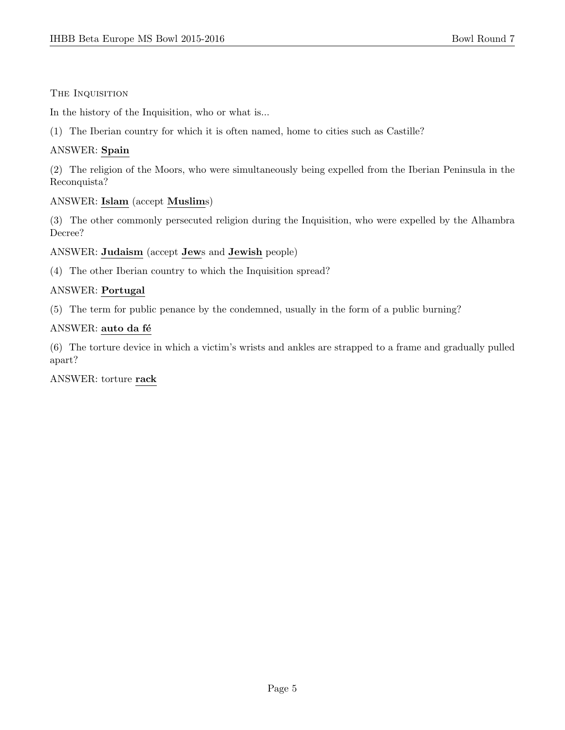## The Inquisition

In the history of the Inquisition, who or what is...

(1) The Iberian country for which it is often named, home to cities such as Castille?

ANSWER: **Spain**

(2) The religion of the Moors, who were simultaneously being expelled from the Iberian Peninsula in the Reconquista?

ANSWER: **Islam** (accept **Muslim**s)

(3) The other commonly persecuted religion during the Inquisition, who were expelled by the Alhambra Decree?

ANSWER: **Judaism** (accept **Jew**s and **Jewish** people)

(4) The other Iberian country to which the Inquisition spread?

ANSWER: **Portugal**

(5) The term for public penance by the condemned, usually in the form of a public burning?

ANSWER: **auto da fé**

(6) The torture device in which a victim's wrists and ankles are strapped to a frame and gradually pulled apart?

ANSWER: torture **rack**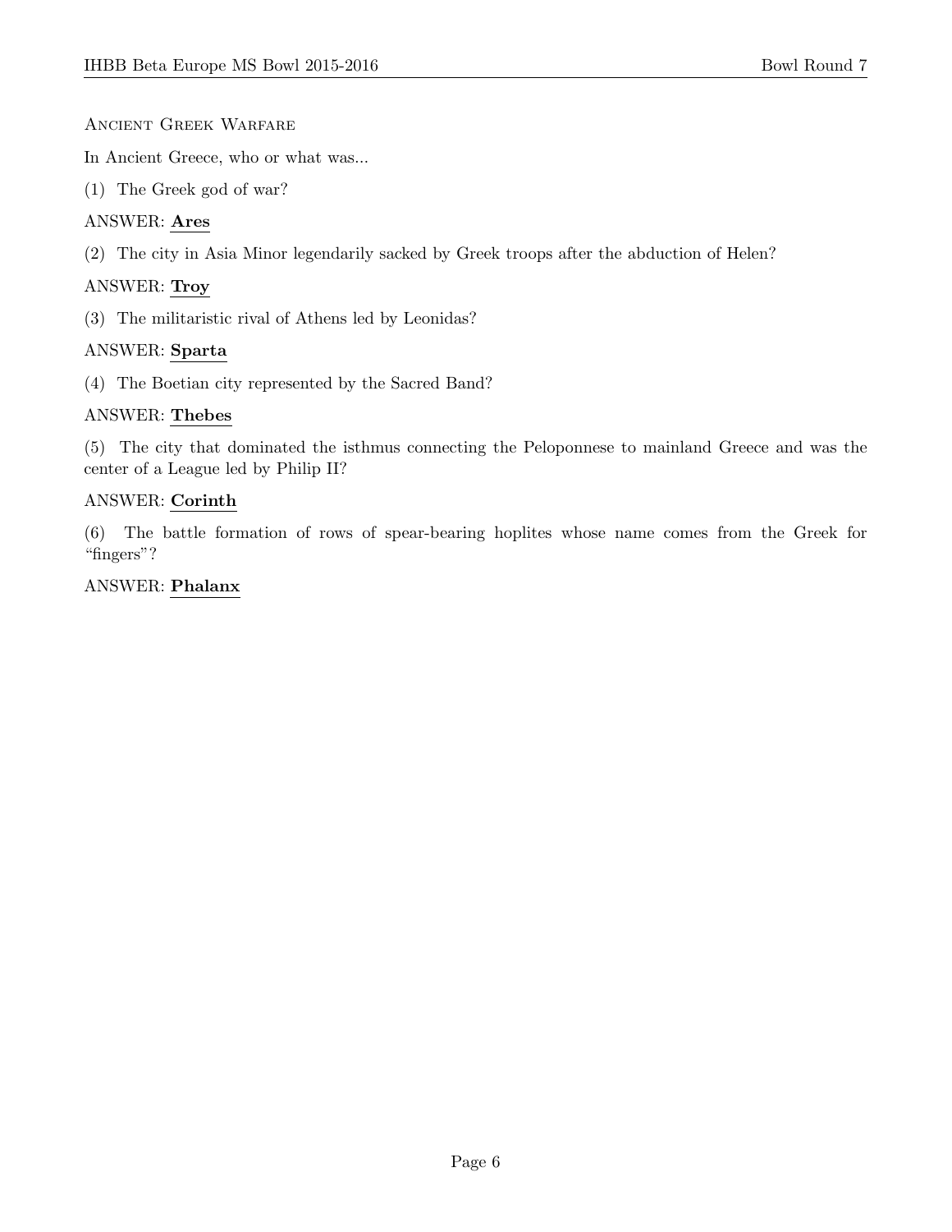## Ancient Greek Warfare

In Ancient Greece, who or what was...

(1) The Greek god of war?

ANSWER: **Ares**

(2) The city in Asia Minor legendarily sacked by Greek troops after the abduction of Helen?

ANSWER: **Troy**

(3) The militaristic rival of Athens led by Leonidas?

ANSWER: **Sparta**

(4) The Boetian city represented by the Sacred Band?

ANSWER: **Thebes**

(5) The city that dominated the isthmus connecting the Peloponnese to mainland Greece and was the center of a League led by Philip II?

ANSWER: **Corinth**

(6) The battle formation of rows of spear-bearing hoplites whose name comes from the Greek for "fingers"?

ANSWER: **Phalanx**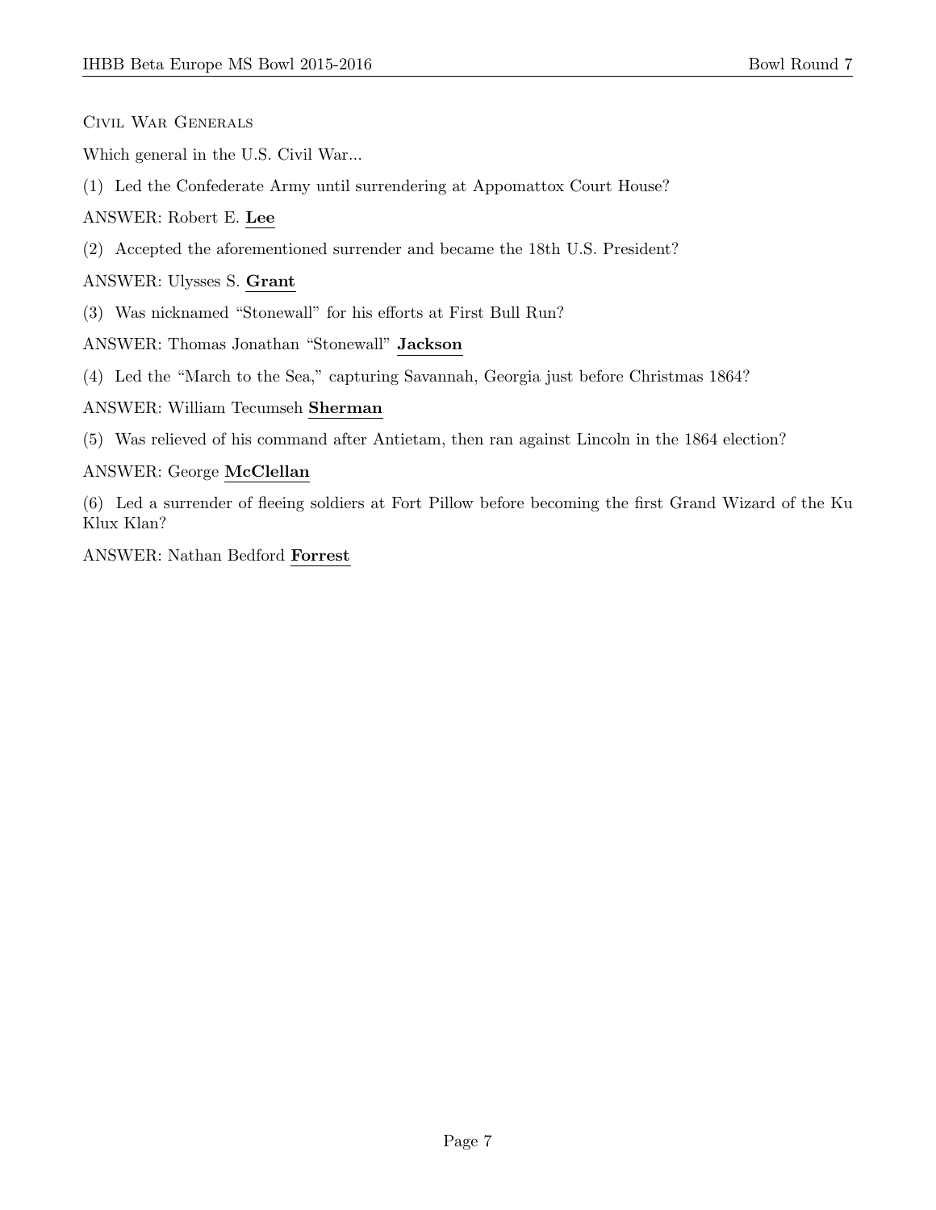Civil War Generals

Which general in the U.S. Civil War...

(1) Led the Confederate Army until surrendering at Appomattox Court House?

ANSWER: Robert E. **Lee**

(2) Accepted the aforementioned surrender and became the 18th U.S. President?

ANSWER: Ulysses S. **Grant**

(3) Was nicknamed "Stonewall" for his efforts at First Bull Run?

ANSWER: Thomas Jonathan "Stonewall" **Jackson**

(4) Led the "March to the Sea," capturing Savannah, Georgia just before Christmas 1864?

ANSWER: William Tecumseh **Sherman**

(5) Was relieved of his command after Antietam, then ran against Lincoln in the 1864 election?

ANSWER: George **McClellan**

(6) Led a surrender of fleeing soldiers at Fort Pillow before becoming the first Grand Wizard of the Ku Klux Klan?

ANSWER: Nathan Bedford **Forrest**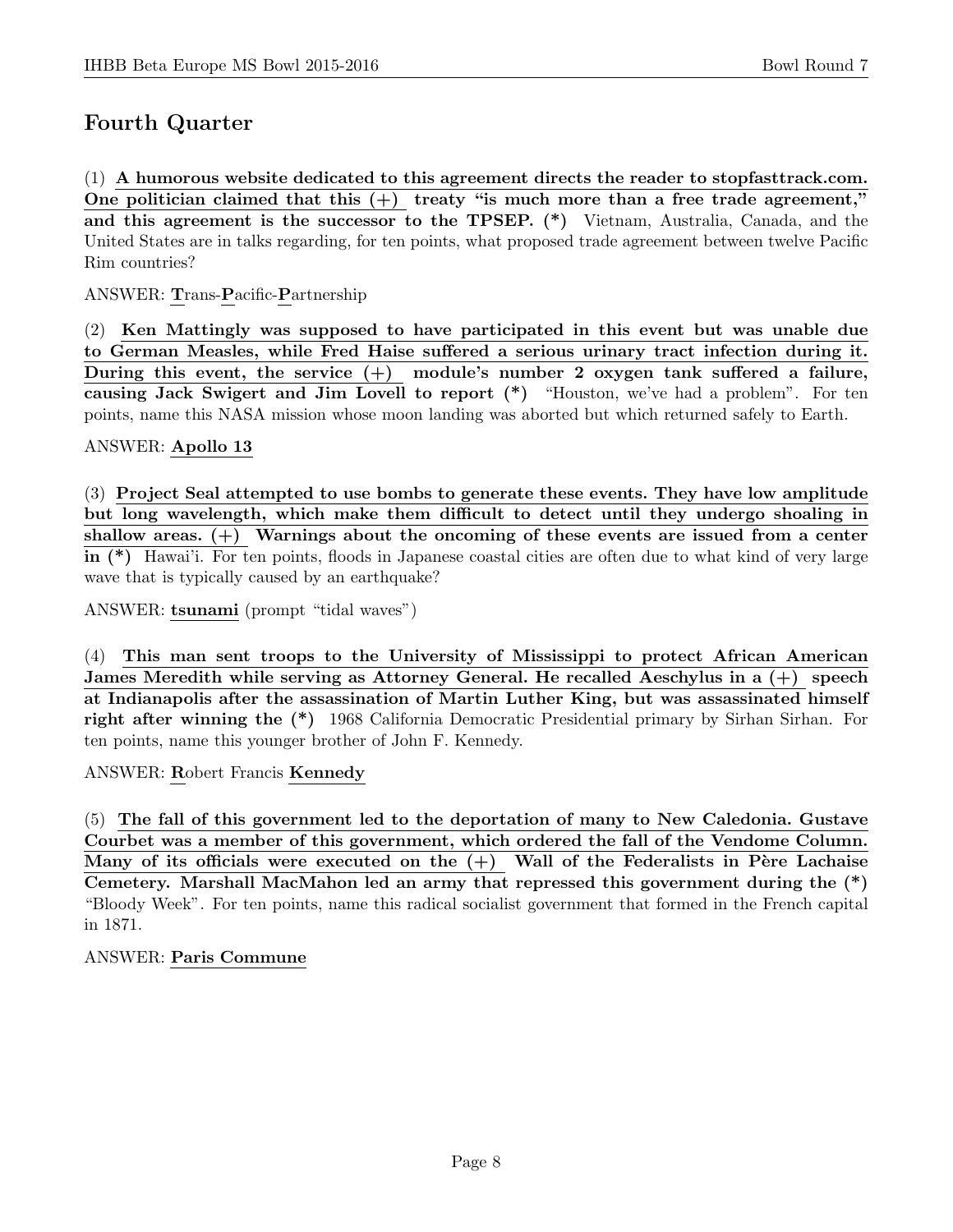## Fourth Quarter

(1) **A humorous website dedicated to this agreement directs the reader to stopfasttrack.com. One politician claimed that this (+) treaty "is much more than a free trade agreement," and this agreement is the successor to the TPSEP. (*)** Vietnam, Australia, Canada, and the United States are in talks regarding, for ten points, what proposed trade agreement between twelve Pacific Rim countries?

ANSWER: **T**rans-**P**acific-**P**artnership

(2) **Ken Mattingly was supposed to have participated in this event but was unable due to German Measles, while Fred Haise suffered a serious urinary tract infection during it. During this event, the service (+) module's number 2 oxygen tank suffered a failure, causing Jack Swigert and Jim Lovell to report (*)** "Houston, we've had a problem". For ten points, name this NASA mission whose moon landing was aborted but which returned safely to Earth.

ANSWER: **Apollo 13**

(3) **Project Seal attempted to use bombs to generate these events. They have low amplitude but long wavelength, which make them difficult to detect until they undergo shoaling in shallow areas. (+) Warnings about the oncoming of these events are issued from a center in (*)** Hawai'i. For ten points, floods in Japanese coastal cities are often due to what kind of very large wave that is typically caused by an earthquake?

ANSWER: **tsunami** (prompt "tidal waves")

(4) **This man sent troops to the University of Mississippi to protect African American James Meredith while serving as Attorney General. He recalled Aeschylus in a (+) speech at Indianapolis after the assassination of Martin Luther King, but was assassinated himself right after winning the (*)** 1968 California Democratic Presidential primary by Sirhan Sirhan. For ten points, name this younger brother of John F. Kennedy.

ANSWER: **R**obert Francis **Kennedy**

(5) **The fall of this government led to the deportation of many to New Caledonia. Gustave Courbet was a member of this government, which ordered the fall of the Vendome Column. Many of its officials were executed on the (+) Wall of the Federalists in Père Lachaise Cemetery. Marshall MacMahon led an army that repressed this government during the (*)** "Bloody Week". For ten points, name this radical socialist government that formed in the French capital in 1871.

ANSWER: **Paris Commune**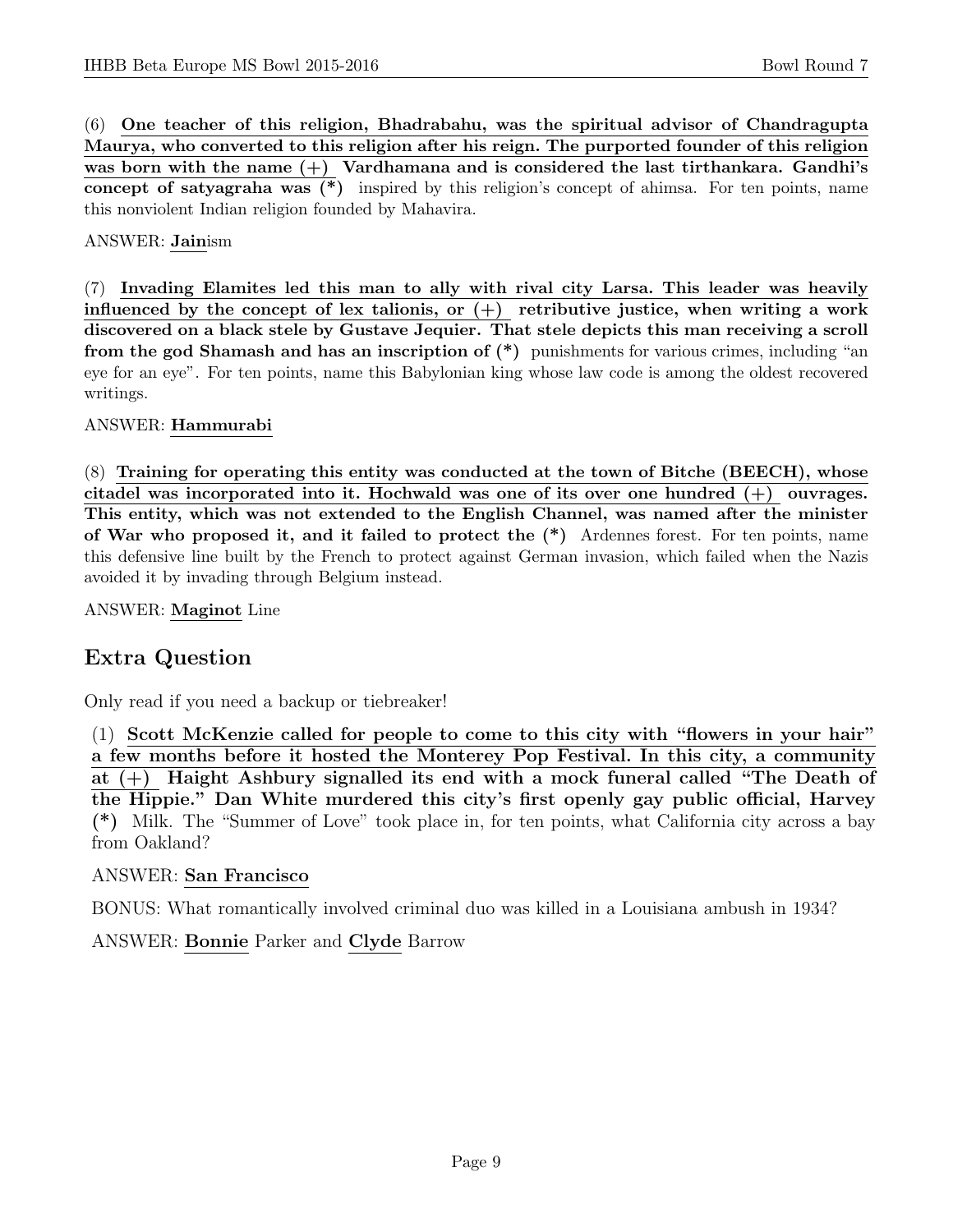(6) **One teacher of this religion, Bhadrabahu, was the spiritual advisor of Chandragupta Maurya, who converted to this religion after his reign. The purported founder of this religion was born with the name (+) Vardhamana and is considered the last tirthankara. Gandhi's concept of satyagraha was (*)** inspired by this religion's concept of ahimsa. For ten points, name this nonviolent Indian religion founded by Mahavira.

ANSWER: **Jain**ism

(7) **Invading Elamites led this man to ally with rival city Larsa. This leader was heavily influenced by the concept of lex talionis, or (+) retributive justice, when writing a work discovered on a black stele by Gustave Jequier. That stele depicts this man receiving a scroll from the god Shamash and has an inscription of (*)** punishments for various crimes, including "an eye for an eye". For ten points, name this Babylonian king whose law code is among the oldest recovered writings.

ANSWER: **Hammurabi**

(8) **Training for operating this entity was conducted at the town of Bitche (BEECH), whose citadel was incorporated into it. Hochwald was one of its over one hundred (+) ouvrages. This entity, which was not extended to the English Channel, was named after the minister of War who proposed it, and it failed to protect the (*)** Ardennes forest. For ten points, name this defensive line built by the French to protect against German invasion, which failed when the Nazis avoided it by invading through Belgium instead.

ANSWER: **Maginot** Line

## Extra Question

Only read if you need a backup or tiebreaker!

(1) **Scott McKenzie called for people to come to this city with "flowers in your hair" a few months before it hosted the Monterey Pop Festival. In this city, a community at (+) Haight Ashbury signalled its end with a mock funeral called "The Death of the Hippie." Dan White murdered this city's first openly gay public official, Harvey (*)** Milk. The "Summer of Love" took place in, for ten points, what California city across a bay from Oakland?

ANSWER: **San Francisco**

BONUS: What romantically involved criminal duo was killed in a Louisiana ambush in 1934?

ANSWER: **Bonnie** Parker and **Clyde** Barrow